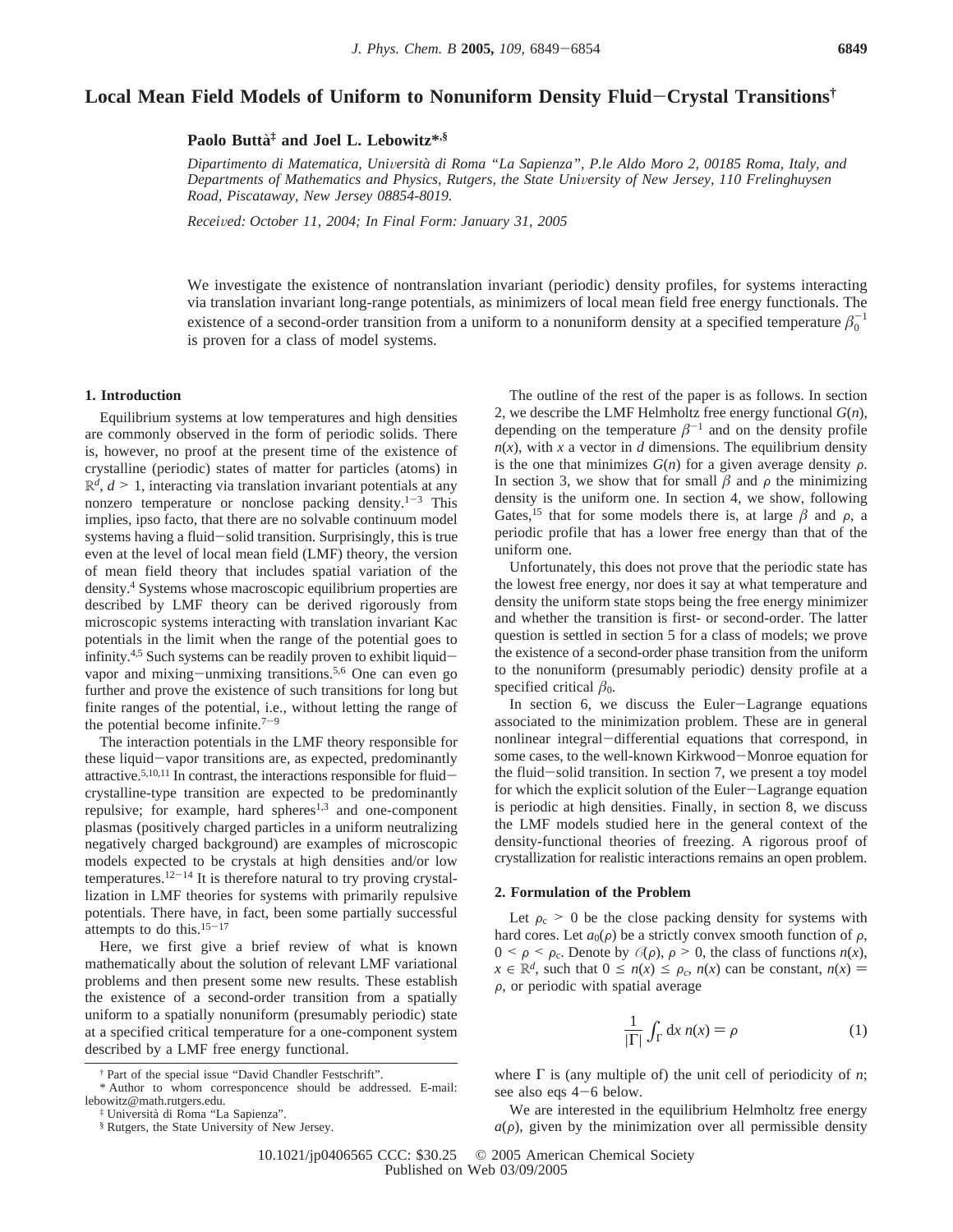# Local Mean Field Models of Uniform to Nonuniform Density Fluid−Crystal Transitions†

**Paolo Buttà‡ and Joel L. Lebowitz*,§**

*Dipartimento di Matematica, Università di Roma "La Sapienza", P.le Aldo Moro 2, 00185 Roma, Italy, and Departments of Mathematics and Physics, Rutgers, the State University of New Jersey, 110 Frelinghuysen Road, Piscataway, New Jersey 08854-8019.*

*Received: October 11, 2004; In Final Form: January 31, 2005*

We investigate the existence of nontranslation invariant (periodic) density profiles, for systems interacting via translation invariant long-range potentials, as minimizers of local mean field free energy functionals. The existence of a second-order transition from a uniform to a nonuniform density at a specified temperature $\beta_0^{-1}$ is proven for a class of model systems.

## 1. Introduction

Equilibrium systems at low temperatures and high densities are commonly observed in the form of periodic solids. There is, however, no proof at the present time of the existence of crystalline (periodic) states of matter for particles (atoms) in $\mathbb{R}^d$, $d > 1$, interacting via translation invariant potentials at any nonzero temperature or nonclose packing density.[1−3] This implies, ipso facto, that there are no solvable continuum model systems having a fluid−solid transition. Surprisingly, this is true even at the level of local mean field (LMF) theory, the version of mean field theory that includes spatial variation of the density.[4] Systems whose macroscopic equilibrium properties are described by LMF theory can be derived rigorously from microscopic systems interacting with translation invariant Kac potentials in the limit when the range of the potential goes to infinity.[4,5] Such systems can be readily proven to exhibit liquid−vapor and mixing−unmixing transitions.[5,6] One can even go further and prove the existence of such transitions for long but finite ranges of the potential, i.e., without letting the range of the potential become infinite.[7−9]

The interaction potentials in the LMF theory responsible for these liquid−vapor transitions are, as expected, predominantly attractive.[5,10,11] In contrast, the interactions responsible for fluid−crystalline-type transition are expected to be predominantly repulsive; for example, hard spheres[1,3] and one-component plasmas (positively charged particles in a uniform neutralizing negatively charged background) are examples of microscopic models expected to be crystals at high densities and/or low temperatures.[12−14] It is therefore natural to try proving crystallization in LMF theories for systems with primarily repulsive potentials. There have, in fact, been some partially successful attempts to do this.[15−17]

Here, we first give a brief review of what is known mathematically about the solution of relevant LMF variational problems and then present some new results. These establish the existence of a second-order transition from a spatially uniform to a spatially nonuniform (presumably periodic) state at a specified critical temperature for a one-component system described by a LMF free energy functional.

† Part of the special issue "David Chandler Festschrift".
\* Author to whom corresponce should be addressed. E-mail: lebowitz@math.rutgers.edu.
‡ Università di Roma "La Sapienza".
§ Rutgers, the State University of New Jersey.

The outline of the rest of the paper is as follows. In section 2, we describe the LMF Helmholtz free energy functional $G(n)$, depending on the temperature $\beta^{-1}$ and on the density profile $n(x)$, with $x$ a vector in $d$ dimensions. The equilibrium density is the one that minimizes $G(n)$ for a given average density $\rho$. In section 3, we show that for small $\beta$ and $\rho$ the minimizing density is the uniform one. In section 4, we show, following Gates,[15] that for some models there is, at large $\beta$ and $\rho$, a periodic profile that has a lower free energy than that of the uniform one.

Unfortunately, this does not prove that the periodic state has the lowest free energy, nor does it say at what temperature and density the uniform state stops being the free energy minimizer and whether the transition is first- or second-order. The latter question is settled in section 5 for a class of models; we prove the existence of a second-order phase transition from the uniform to the nonuniform (presumably periodic) density profile at a specified critical $\beta_0$.

In section 6, we discuss the Euler−Lagrange equations associated to the minimization problem. These are in general nonlinear integral−differential equations that correspond, in some cases, to the well-known Kirkwood−Monroe equation for the fluid−solid transition. In section 7, we present a toy model for which the explicit solution of the Euler−Lagrange equation is periodic at high densities. Finally, in section 8, we discuss the LMF models studied here in the general context of the density-functional theories of freezing. A rigorous proof of crystallization for realistic interactions remains an open problem.

## 2. Formulation of the Problem

Let $\rho_c > 0$ be the close packing density for systems with hard cores. Let $a_0(\rho)$ be a strictly convex smooth function of $\rho$, $0 < \rho < \rho_c$. Denote by $\mathcal{O}(\rho)$, $\rho > 0$, the class of functions $n(x)$, $x \in \mathbb{R}^d$, such that $0 \leq n(x) \leq \rho_c$, $n(x)$ can be constant, $n(x) = \rho$, or periodic with spatial average

$$\frac{1}{|\Gamma|}\int_\Gamma \mathrm{d}x\, n(x) = \rho \tag{1}$$

where $\Gamma$ is (any multiple of) the unit cell of periodicity of $n$; see also eqs 4−6 below.

We are interested in the equilibrium Helmholtz free energy $a(\rho)$, given by the minimization over all permissible density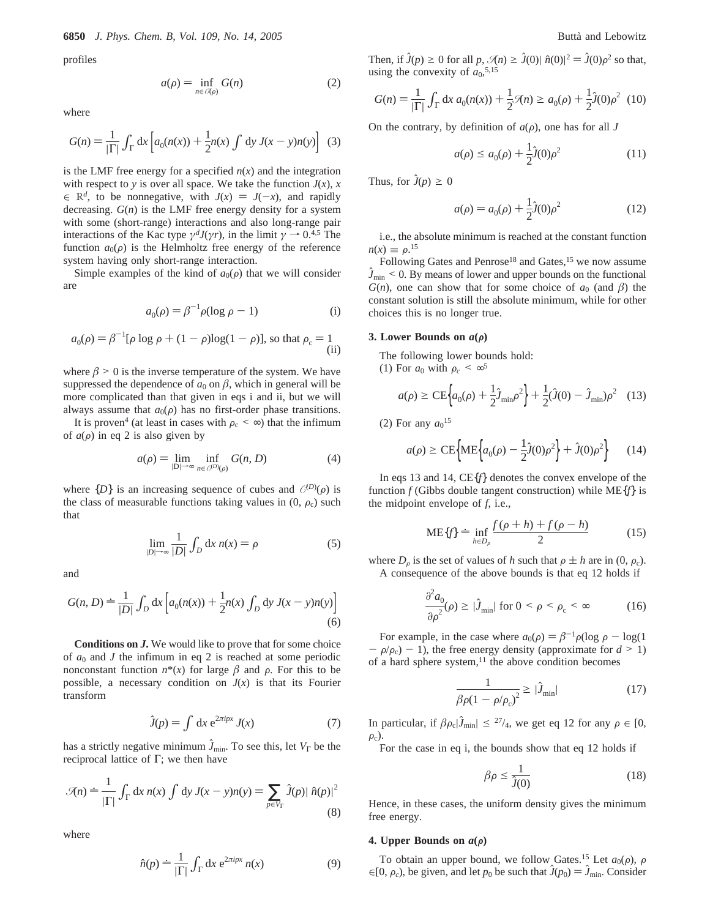profiles

$$a(\rho) = \inf_{n \in \mathcal{C}(\rho)} G(n) \tag{2}$$

where

$$G(n) = \frac{1}{|\Gamma|}\int_\Gamma \mathrm{d}x \left[a_0(n(x)) + \frac{1}{2}n(x)\int \mathrm{d}y\, J(x-y)n(y)\right] \tag{3}$$

is the LMF free energy for a specified $n(x)$ and the integration with respect to $y$ is over all space. We take the function $J(x)$, $x \in \mathbb{R}^d$, to be nonnegative, with $J(x) = J(-x)$, and rapidly decreasing. $G(n)$ is the LMF free energy density for a system with some (short-range) interactions and also long-range pair interactions of the Kac type $\gamma^d J(\gamma r)$, in the limit $\gamma \to 0$.[4,5] The function $a_0(\rho)$ is the Helmholtz free energy of the reference system having only short-range interaction.

Simple examples of the kind of $a_0(\rho)$ that we will consider are

$$a_0(\rho) = \beta^{-1}\rho(\log\rho - 1) \tag{i}$$

$$a_0(\rho) = \beta^{-1}[\rho\log\rho + (1-\rho)\log(1-\rho)],\ \text{so that}\ \rho_c = 1 \tag{ii}$$

where $\beta > 0$ is the inverse temperature of the system. We have suppressed the dependence of $a_0$ on $\beta$, which in general will be more complicated than that given in eqs i and ii, but we will always assume that $a_0(\rho)$ has no first-order phase transitions.

It is proven[4] (at least in cases with $\rho_c < \infty$) that the infimum of $a(\rho)$ in eq 2 is also given by

$$a(\rho) = \lim_{|D|\to\infty} \inf_{n \in \mathcal{C}^{(D)}(\rho)} G(n, D) \tag{4}$$

where $\{D\}$ is an increasing sequence of cubes and $\mathcal{C}^{(D)}(\rho)$ is the class of measurable functions taking values in $(0, \rho_c)$ such that

$$\lim_{|D|\to\infty} \frac{1}{|D|}\int_D \mathrm{d}x\, n(x) = \rho \tag{5}$$

and

$$G(n, D) \doteq \frac{1}{|D|}\int_D \mathrm{d}x \left[a_0(n(x)) + \frac{1}{2}n(x)\int_D \mathrm{d}y\, J(x-y)n(y)\right] \tag{6}$$

**Conditions on $J$.** We would like to prove that for some choice of $a_0$ and $J$ the infimum in eq 2 is reached at some periodic nonconstant function $n^*(x)$ for large $\beta$ and $\rho$. For this to be possible, a necessary condition on $J(x)$ is that its Fourier transform

$$\hat{J}(p) = \int \mathrm{d}x\, e^{2\pi i p x} J(x) \tag{7}$$

has a strictly negative minimum $\hat{J}_{\min}$. To see this, let $V_\Gamma$ be the reciprocal lattice of $\Gamma$; we then have

$$\mathcal{J}(n) \doteq \frac{1}{|\Gamma|}\int_\Gamma \mathrm{d}x\, n(x)\int \mathrm{d}y\, J(x-y)n(y) = \sum_{p\in V_\Gamma} \hat{J}(p)|\hat{n}(p)|^2 \tag{8}$$

where

$$\hat{n}(p) \doteq \frac{1}{|\Gamma|}\int_\Gamma \mathrm{d}x\, e^{2\pi i p x} n(x) \tag{9}$$

Then, if $\hat{J}(p) \geq 0$ for all $p$, $\mathcal{J}(n) \geq \hat{J}(0)|\hat{n}(0)|^2 = \hat{J}(0)\rho^2$ so that, using the convexity of $a_0$,[5,15]

$$G(n) = \frac{1}{|\Gamma|}\int_\Gamma \mathrm{d}x\, a_0(n(x)) + \frac{1}{2}\mathcal{J}(n) \geq a_0(\rho) + \frac{1}{2}\hat{J}(0)\rho^2 \tag{10}$$

On the contrary, by definition of $a(\rho)$, one has for all $J$

$$a(\rho) \leq a_0(\rho) + \frac{1}{2}\hat{J}(0)\rho^2 \tag{11}$$

Thus, for $\hat{J}(p) \geq 0$

$$a(\rho) = a_0(\rho) + \frac{1}{2}\hat{J}(0)\rho^2 \tag{12}$$

i.e., the absolute minimum is reached at the constant function $n(x) \equiv \rho$.[15]

Following Gates and Penrose[18] and Gates,[15] we now assume $\hat{J}_{\min} < 0$. By means of lower and upper bounds on the functional $G(n)$, one can show that for some choice of $a_0$ (and $\beta$) the constant solution is still the absolute minimum, while for other choices this is no longer true.

### 3. Lower Bounds on $a(\rho)$

The following lower bounds hold:

(1) For $a_0$ with $\rho_c < \infty$[5]

$$a(\rho) \geq \mathrm{CE}\left\{a_0(\rho) + \frac{1}{2}\hat{J}_{\min}\rho^2\right\} + \frac{1}{2}(\hat{J}(0) - \hat{J}_{\min})\rho^2 \tag{13}$$

(2) For any $a_0$[15]

$$a(\rho) \geq \mathrm{CE}\left\{\mathrm{ME}\left\{a_0(\rho) - \frac{1}{2}\hat{J}(0)\rho^2\right\} + \hat{J}(0)\rho^2\right\} \tag{14}$$

In eqs 13 and 14, CE$\{f\}$ denotes the convex envelope of the function $f$ (Gibbs double tangent construction) while ME$\{f\}$ is the midpoint envelope of $f$, i.e.,

$$\mathrm{ME}\{f\} \doteq \inf_{h\in D_\rho} \frac{f(\rho+h) + f(\rho-h)}{2} \tag{15}$$

where $D_\rho$ is the set of values of $h$ such that $\rho \pm h$ are in $(0, \rho_c)$.

A consequence of the above bounds is that eq 12 holds if

$$\frac{\partial^2 a_0}{\partial\rho^2}(\rho) \geq |\hat{J}_{\min}|\ \text{for}\ 0 < \rho < \rho_c < \infty \tag{16}$$

For example, in the case where $a_0(\rho) = \beta^{-1}\rho(\log\rho - \log(1 - \rho/\rho_c) - 1)$, the free energy density (approximate for $d > 1$) of a hard sphere system,[11] the above condition becomes

$$\frac{1}{\beta\rho(1-\rho/\rho_c)^2} \geq |\hat{J}_{\min}| \tag{17}$$

In particular, if $\beta\rho_c|\hat{J}_{\min}| \leq {}^{27}/_{4}$, we get eq 12 for any $\rho \in [0, \rho_c)$.

For the case in eq i, the bounds show that eq 12 holds if

$$\beta\rho \leq \frac{1}{\hat{J}(0)} \tag{18}$$

Hence, in these cases, the uniform density gives the minimum free energy.

### 4. Upper Bounds on $a(\rho)$

To obtain an upper bound, we follow Gates.[15] Let $a_0(\rho)$, $\rho \in [0, \rho_c)$, be given, and let $p_0$ be such that $\hat{J}(p_0) = \hat{J}_{\min}$. Consider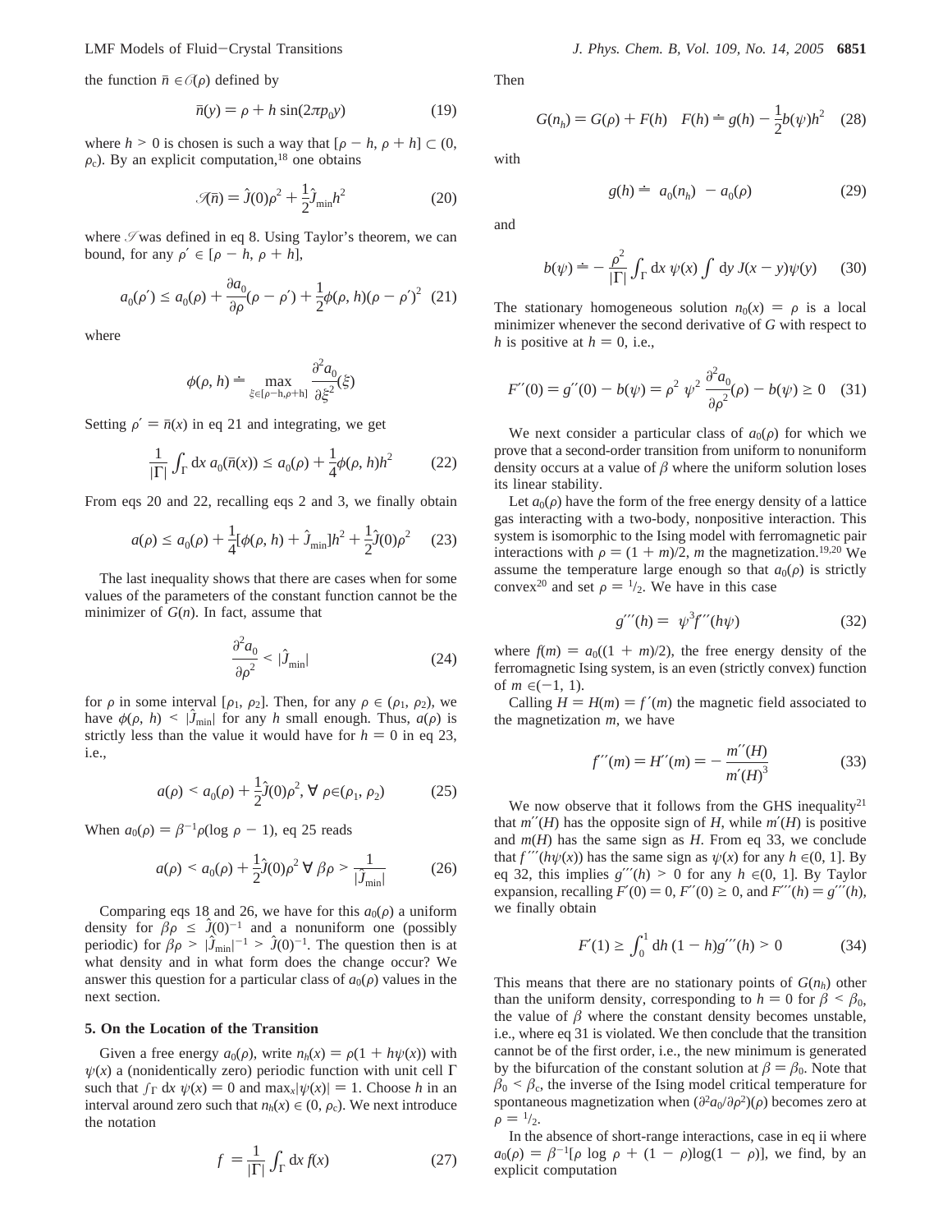the function $\bar{n} \in \mathcal{C}(\rho)$ defined by

$$\bar{n}(y) = \rho + h \sin(2\pi p_0 y) \tag{19}$$

where $h > 0$ is chosen is such a way that $[\rho - h, \rho + h] \subset (0, \rho_c)$. By an explicit computation,[18] one obtains

$$\mathcal{S}(\bar{n}) = \hat{J}(0)\rho^2 + \frac{1}{2}\hat{J}_{\min}h^2 \tag{20}$$

where $\mathcal{S}$ was defined in eq 8. Using Taylor's theorem, we can bound, for any $\rho' \in [\rho - h, \rho + h]$,

$$a_0(\rho') \le a_0(\rho) + \frac{\partial a_0}{\partial \rho}(\rho - \rho') + \frac{1}{2}\phi(\rho, h)(\rho - \rho')^2 \tag{21}$$

where

$$\phi(\rho, h) \doteq \max_{\xi \in [\rho - h, \rho + h]} \frac{\partial^2 a_0}{\partial \xi^2}(\xi)$$

Setting $\rho' = \bar{n}(x)$ in eq 21 and integrating, we get

$$\frac{1}{|\Gamma|}\int_\Gamma \mathrm{d}x\, a_0(\bar{n}(x)) \le a_0(\rho) + \frac{1}{4}\phi(\rho, h)h^2 \tag{22}$$

From eqs 20 and 22, recalling eqs 2 and 3, we finally obtain

$$a(\rho) \le a_0(\rho) + \frac{1}{4}[\phi(\rho, h) + \hat{J}_{\min}]h^2 + \frac{1}{2}\hat{J}(0)\rho^2 \tag{23}$$

The last inequality shows that there are cases when for some values of the parameters of the constant function cannot be the minimizer of $G(n)$. In fact, assume that

$$\frac{\partial^2 a_0}{\partial \rho^2} < |\hat{J}_{\min}| \tag{24}$$

for $\rho$ in some interval $[\rho_1, \rho_2]$. Then, for any $\rho \in (\rho_1, \rho_2)$, we have $\phi(\rho, h) < |\hat{J}_{\min}|$ for any $h$ small enough. Thus, $a(\rho)$ is strictly less than the value it would have for $h = 0$ in eq 23, i.e.,

$$a(\rho) < a_0(\rho) + \frac{1}{2}\hat{J}(0)\rho^2, \ \forall\ \rho \in (\rho_1, \rho_2) \tag{25}$$

When $a_0(\rho) = \beta^{-1}\rho(\log \rho - 1)$, eq 25 reads

$$a(\rho) < a_0(\rho) + \frac{1}{2}\hat{J}(0)\rho^2\ \forall\ \beta\rho > \frac{1}{|\hat{J}_{\min}|} \tag{26}$$

Comparing eqs 18 and 26, we have for this $a_0(\rho)$ a uniform density for $\beta\rho \le \hat{J}(0)^{-1}$ and a nonuniform one (possibly periodic) for $\beta\rho > |\hat{J}_{\min}|^{-1} > \hat{J}(0)^{-1}$. The question then is at what density and in what form does the change occur? We answer this question for a particular class of $a_0(\rho)$ values in the next section.

## 5. On the Location of the Transition

Given a free energy $a_0(\rho)$, write $n_h(x) = \rho(1 + h\psi(x))$ with $\psi(x)$ a (nonidentically zero) periodic function with unit cell $\Gamma$ such that $\int_\Gamma \mathrm{d}x\, \psi(x) = 0$ and $\max_x|\psi(x)| = 1$. Choose $h$ in an interval around zero such that $n_h(x) \in (0, \rho_c)$. We next introduce the notation

$$\langle f \rangle = \frac{1}{|\Gamma|}\int_\Gamma \mathrm{d}x\, f(x) \tag{27}$$

Then

$$G(n_h) = G(\rho) + F(h) \quad F(h) \doteq g(h) - \frac{1}{2}b(\psi)h^2 \tag{28}$$

with

$$g(h) \doteq \langle a_0(n_h) \rangle - a_0(\rho) \tag{29}$$

and

$$b(\psi) \doteq -\frac{\rho^2}{|\Gamma|}\int_\Gamma \mathrm{d}x\, \psi(x) \int \mathrm{d}y\, J(x - y)\psi(y) \tag{30}$$

The stationary homogeneous solution $n_0(x) = \rho$ is a local minimizer whenever the second derivative of $G$ with respect to $h$ is positive at $h = 0$, i.e.,

$$F''(0) = g''(0) - b(\psi) = \rho^2 \langle \psi^2 \rangle \frac{\partial^2 a_0}{\partial \rho^2}(\rho) - b(\psi) \ge 0 \tag{31}$$

We next consider a particular class of $a_0(\rho)$ for which we prove that a second-order transition from uniform to nonuniform density occurs at a value of $\beta$ where the uniform solution loses its linear stability.

Let $a_0(\rho)$ have the form of the free energy density of a lattice gas interacting with a two-body, nonpositive interaction. This system is isomorphic to the Ising model with ferromagnetic pair interactions with $\rho = (1 + m)/2$, $m$ the magnetization.[19,20] We assume the temperature large enough so that $a_0(\rho)$ is strictly convex[20] and set $\rho = 1/2$. We have in this case

$$g'''(h) = \langle \psi^3 f'''(h\psi) \rangle \tag{32}$$

where $f(m) = a_0((1 + m)/2)$, the free energy density of the ferromagnetic Ising system, is an even (strictly convex) function of $m \in (-1, 1)$.

Calling $H = H(m) = f'(m)$ the magnetic field associated to the magnetization $m$, we have

$$f'''(m) = H''(m) = -\frac{m''(H)}{m'(H)^3} \tag{33}$$

We now observe that it follows from the GHS inequality[21] that $m''(H)$ has the opposite sign of $H$, while $m'(H)$ is positive and $m(H)$ has the same sign as $H$. From eq 33, we conclude that $f'''(h\psi(x))$ has the same sign as $\psi(x)$ for any $h \in (0, 1]$. By eq 32, this implies $g'''(h) > 0$ for any $h \in (0, 1]$. By Taylor expansion, recalling $F'(0) = 0$, $F''(0) \ge 0$, and $F'''(h) = g'''(h)$, we finally obtain

$$F'(1) \ge \int_0^1 \mathrm{d}h\, (1 - h)g'''(h) > 0 \tag{34}$$

This means that there are no stationary points of $G(n_h)$ other than the uniform density, corresponding to $h = 0$ for $\beta < \beta_0$, the value of $\beta$ where the constant density becomes unstable, i.e., where eq 31 is violated. We then conclude that the transition cannot be of the first order, i.e., the new minimum is generated by the bifurcation of the constant solution at $\beta = \beta_0$. Note that $\beta_0 < \beta_c$, the inverse of the Ising model critical temperature for spontaneous magnetization when $(\partial^2 a_0/\partial \rho^2)(\rho)$ becomes zero at $\rho = 1/2$.

In the absence of short-range interactions, case in eq ii where $a_0(\rho) = \beta^{-1}[\rho \log \rho + (1 - \rho)\log(1 - \rho)]$, we find, by an explicit computation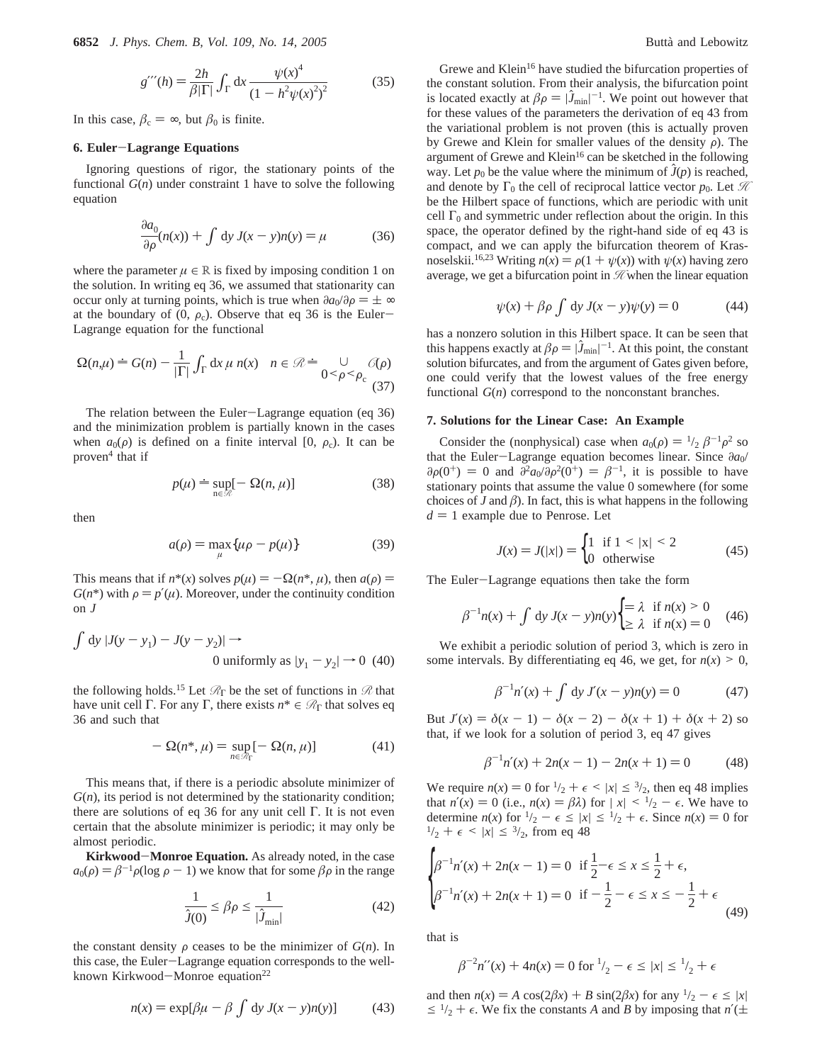$$g'''(h) = \frac{2h}{\beta|\Gamma|}\int_\Gamma \mathrm{d}x \frac{\psi(x)^4}{(1 - h^2\psi(x)^2)^2} \tag{35}$$

In this case, $\beta_c = \infty$, but $\beta_0$ is finite.

## 6. Euler–Lagrange Equations

Ignoring questions of rigor, the stationary points of the functional $G(n)$ under constraint 1 have to solve the following equation

$$\frac{\partial a_0}{\partial \rho}(n(x)) + \int \mathrm{d}y\, J(x - y)n(y) = \mu \tag{36}$$

where the parameter $\mu \in \mathbb{R}$ is fixed by imposing condition 1 on the solution. In writing eq 36, we assumed that stationarity can occur only at turning points, which is true when $\partial a_0/\partial \rho = \pm\infty$ at the boundary of $(0, \rho_c)$. Observe that eq 36 is the Euler–Lagrange equation for the functional

$$\Omega(n,\mu) \doteq G(n) - \frac{1}{|\Gamma|}\int_\Gamma \mathrm{d}x\, \mu\, n(x) \quad n \in \mathscr{R} \doteq \bigcup_{0<\rho<\rho_c} \mathscr{C}(\rho) \tag{37}$$

The relation between the Euler–Lagrange equation (eq 36) and the minimization problem is partially known in the cases when $a_0(\rho)$ is defined on a finite interval $[0, \rho_c)$. It can be proven[4] that if

$$p(\mu) \doteq \sup_{n\in\mathscr{R}}[-\Omega(n, \mu)] \tag{38}$$

then

$$a(\rho) = \max_\mu\{\mu\rho - p(\mu)\} \tag{39}$$

This means that if $n^*(x)$ solves $p(\mu) = -\Omega(n^*, \mu)$, then $a(\rho) = G(n^*)$ with $\rho = p'(\mu)$. Moreover, under the continuity condition on $J$

$$\int \mathrm{d}y\, |J(y - y_1) - J(y - y_2)| \to 0 \text{ uniformly as } |y_1 - y_2| \to 0 \tag{40}$$

the following holds.[15] Let $\mathscr{R}_\Gamma$ be the set of functions in $\mathscr{R}$ that have unit cell $\Gamma$. For any $\Gamma$, there exists $n^* \in \mathscr{R}_\Gamma$ that solves eq 36 and such that

$$-\Omega(n^*, \mu) = \sup_{n\in\mathscr{R}_\Gamma}[-\Omega(n, \mu)] \tag{41}$$

This means that, if there is a periodic absolute minimizer of $G(n)$, its period is not determined by the stationarity condition; there are solutions of eq 36 for any unit cell $\Gamma$. It is not even certain that the absolute minimizer is periodic; it may only be almost periodic.

**Kirkwood–Monroe Equation.** As already noted, in the case $a_0(\rho) = \beta^{-1}\rho(\log\rho - 1)$ we know that for some $\beta\rho$ in the range

$$\frac{1}{\hat{J}(0)} \le \beta\rho \le \frac{1}{|\hat{J}_{\min}|} \tag{42}$$

the constant density $\rho$ ceases to be the minimizer of $G(n)$. In this case, the Euler–Lagrange equation corresponds to the well-known Kirkwood–Monroe equation[22]

$$n(x) = \exp[\beta\mu - \beta\int \mathrm{d}y\, J(x - y)n(y)] \tag{43}$$

Grewe and Klein[16] have studied the bifurcation properties of the constant solution. From their analysis, the bifurcation point is located exactly at $\beta\rho = |\hat{J}_{\min}|^{-1}$. We point out however that for these values of the parameters the derivation of eq 43 from the variational problem is not proven (this is actually proven by Grewe and Klein for smaller values of the density $\rho$). The argument of Grewe and Klein[16] can be sketched in the following way. Let $p_0$ be the value where the minimum of $\hat{J}(p)$ is reached, and denote by $\Gamma_0$ the cell of reciprocal lattice vector $p_0$. Let $\mathscr{H}$ be the Hilbert space of functions, which are periodic with unit cell $\Gamma_0$ and symmetric under reflection about the origin. In this space, the operator defined by the right-hand side of eq 43 is compact, and we can apply the bifurcation theorem of Krasnoselskii.[16,23] Writing $n(x) = \rho(1 + \psi(x))$ with $\psi(x)$ having zero average, we get a bifurcation point in $\mathscr{H}$ when the linear equation

$$\psi(x) + \beta\rho\int \mathrm{d}y\, J(x - y)\psi(y) = 0 \tag{44}$$

has a nonzero solution in this Hilbert space. It can be seen that this happens exactly at $\beta\rho = |\hat{J}_{\min}|^{-1}$. At this point, the constant solution bifurcates, and from the argument of Gates given before, one could verify that the lowest values of the free energy functional $G(n)$ correspond to the nonconstant branches.

## 7. Solutions for the Linear Case: An Example

Consider the (nonphysical) case when $a_0(\rho) = {}^1/_2\, \beta^{-1}\rho^2$ so that the Euler–Lagrange equation becomes linear. Since $\partial a_0/\partial\rho(0^+) = 0$ and $\partial^2 a_0/\partial\rho^2(0^+) = \beta^{-1}$, it is possible to have stationary points that assume the value 0 somewhere (for some choices of $J$ and $\beta$). In fact, this is what happens in the following $d = 1$ example due to Penrose. Let

$$J(x) = J(|x|) = \begin{cases} 1 & \text{if } 1 < |x| < 2 \\ 0 & \text{otherwise} \end{cases} \tag{45}$$

The Euler–Lagrange equations then take the form

$$\beta^{-1}n(x) + \int \mathrm{d}y\, J(x - y)n(y) \begin{cases} = \lambda & \text{if } n(x) > 0 \\ \ge \lambda & \text{if } n(x) = 0 \end{cases} \tag{46}$$

We exhibit a periodic solution of period 3, which is zero in some intervals. By differentiating eq 46, we get, for $n(x) > 0$,

$$\beta^{-1}n'(x) + \int \mathrm{d}y\, J'(x - y)n(y) = 0 \tag{47}$$

But $J'(x) = \delta(x - 1) - \delta(x - 2) - \delta(x + 1) + \delta(x + 2)$ so that, if we look for a solution of period 3, eq 47 gives

$$\beta^{-1}n'(x) + 2n(x - 1) - 2n(x + 1) = 0 \tag{48}$$

We require $n(x) = 0$ for ${}^1/_2 + \epsilon < |x| \le {}^3/_2$, then eq 48 implies that $n'(x) = 0$ (i.e., $n(x) = \beta\lambda$) for $|x| < {}^1/_2 - \epsilon$. We have to determine $n(x)$ for ${}^1/_2 - \epsilon \le |x| \le {}^1/_2 + \epsilon$. Since $n(x) = 0$ for ${}^1/_2 + \epsilon < |x| \le {}^3/_2$, from eq 48

$$\begin{cases} \beta^{-1}n'(x) + 2n(x - 1) = 0 & \text{if } \frac{1}{2} - \epsilon \le x \le \frac{1}{2} + \epsilon, \\ \beta^{-1}n'(x) + 2n(x + 1) = 0 & \text{if } -\frac{1}{2} - \epsilon \le x \le -\frac{1}{2} + \epsilon \end{cases} \tag{49}$$

that is

$$\beta^{-2}n''(x) + 4n(x) = 0 \text{ for } {}^1/_2 - \epsilon \le |x| \le {}^1/_2 + \epsilon$$

and then $n(x) = A\cos(2\beta x) + B\sin(2\beta x)$ for any ${}^1/_2 - \epsilon \le |x| \le {}^1/_2 + \epsilon$. We fix the constants $A$ and $B$ by imposing that $n'(\pm$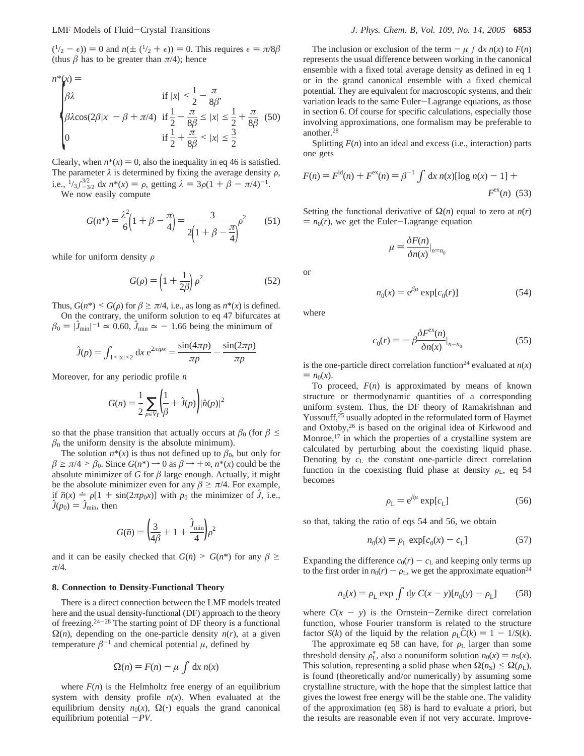$(^1/_2 - \epsilon)) = 0$ and $n(\pm(^1/_2 + \epsilon)) = 0$. This requires $\epsilon = \pi/8\beta$ (thus $\beta$ has to be greater than $\pi/4$); hence

$$n^*(x) = \begin{cases} \beta\lambda & \text{if } |x| < \frac{1}{2} - \frac{\pi}{8\beta}, \\ \beta\lambda\cos(2\beta|x| - \beta + \pi/4) & \text{if } \frac{1}{2} - \frac{\pi}{8\beta} \leq |x| \leq \frac{1}{2} + \frac{\pi}{8\beta} \\ 0 & \text{if } \frac{1}{2} + \frac{\pi}{8\beta} < |x| \leq \frac{3}{2} \end{cases} \quad (50)$$

Clearly, when $n^*(x) = 0$, also the inequality in eq 46 is satisfied. The parameter $\lambda$ is determined by fixing the average density $\rho$, i.e., $^1/_3\int_{-3/2}^{3/2} dx\, n^*(x) = \rho$, getting $\lambda = 3\rho(1 + \beta - \pi/4)^{-1}$.

We now easily compute

$$G(n^*) = \frac{\lambda^2}{6}\left(1 + \beta - \frac{\pi}{4}\right) = \frac{3}{2\left(1 + \beta - \frac{\pi}{4}\right)}\rho^2 \quad (51)$$

while for uniform density $\rho$

$$G(\rho) = \left(1 + \frac{1}{2\beta}\right)\rho^2 \quad (52)$$

Thus, $G(n^*) < G(\rho)$ for $\beta \geq \pi/4$, i.e., as long as $n^*(x)$ is defined.

On the contrary, the uniform solution to eq 47 bifurcates at $\beta_0 = |\hat{J}_{\min}|^{-1} \simeq 0.60$, $\hat{J}_{\min} \simeq -1.66$ being the minimum of

$$\hat{J}(p) = \int_{1<|x|<2} dx\, e^{2\pi ipx} = \frac{\sin(4\pi p)}{\pi p} - \frac{\sin(2\pi p)}{\pi p}$$

Moreover, for any periodic profile $n$

$$G(n) = \frac{1}{2}\sum_{p\in V_\Gamma}\left(\frac{1}{\beta} + \hat{J}(p)\right)|\hat{n}(p)|^2$$

so that the phase transition that actually occurs at $\beta_0$ (for $\beta \leq \beta_0$ the uniform density is the absolute minimum).

The solution $n^*(x)$ is thus not defined up to $\beta_0$, but only for $\beta \geq \pi/4 > \beta_0$. Since $G(n^*) \to 0$ as $\beta \to +\infty$, $n^*(x)$ could be the absolute minimizer of $G$ for $\beta$ large enough. Actually, it might be the absolute minimizer even for any $\beta \geq \pi/4$. For example, if $\bar{n}(x) \doteq \rho[1 + \sin(2\pi p_0 x)]$ with $p_0$ the minimizer of $\hat{J}$, i.e., $\hat{J}(p_0) = \hat{J}_{\min}$, then

$$G(\bar{n}) = \left(\frac{3}{4\beta} + 1 + \frac{\hat{J}_{\min}}{4}\right)\rho^2$$

and it can be easily checked that $G(\bar{n}) > G(n^*)$ for any $\beta \geq \pi/4$.

## 8. Connection to Density-Functional Theory

There is a direct connection between the LMF models treated here and the usual density-functional (DF) approach to the theory of freezing.[24-28] The starting point of DF theory is a functional $\Omega(n)$, depending on the one-particle density $n(r)$, at a given temperature $\beta^{-1}$ and chemical potential $\mu$, defined by

$$\Omega(n) = F(n) - \mu\int dx\, n(x)$$

where $F(n)$ is the Helmholtz free energy of an equilibrium system with density profile $n(x)$. When evaluated at the equilibrium density $n_0(x)$, $\Omega(\cdot)$ equals the grand canonical equilibrium potential $-PV$.

The inclusion or exclusion of the term $-\mu\int dx\, n(x)$ to $F(n)$ represents the usual difference between working in the canonical ensemble with a fixed total average density as defined in eq 1 or in the grand canonical ensemble with a fixed chemical potential. They are equivalent for macroscopic systems, and their variation leads to the same Euler–Lagrange equations, as those in section 6. Of course for specific calculations, especially those involving approximations, one formalism may be preferable to another.[28]

Splitting $F(n)$ into an ideal and excess (i.e., interaction) parts one gets

$$F(n) = F^{\rm id}(n) + F^{\rm ex}(n) = \beta^{-1}\int dx\, n(x)[\log n(x) - 1] + F^{\rm ex}(n) \quad (53)$$

Setting the functional derivative of $\Omega(n)$ equal to zero at $n(r) = n_0(r)$, we get the Euler–Lagrange equation

$$\mu = \frac{\delta F(n)}{\delta n(x)}\Big|_{n=n_0}$$

or

$$n_0(x) = e^{\beta\mu}\exp[c_0(r)] \quad (54)$$

where

$$c_0(r) = -\beta\frac{\delta F^{\rm ex}(n)}{\delta n(x)}\Big|_{n=n_0} \quad (55)$$

is the one-particle direct correlation function[24] evaluated at $n(x) = n_0(x)$.

To proceed, $F(n)$ is approximated by means of known structure or thermodynamic quantities of a corresponding uniform system. Thus, the DF theory of Ramakrishnan and Yussouff,[25] usually adopted in the reformulated form of Haymet and Oxtoby,[26] is based on the original idea of Kirkwood and Monroe,[17] in which the properties of a crystalline system are calculated by perturbing about the coexisting liquid phase. Denoting by $c_{\rm L}$ the constant one-particle direct correlation function in the coexisting fluid phase at density $\rho_{\rm L}$, eq 54 becomes

$$\rho_{\rm L} = e^{\beta\mu}\exp[c_{\rm L}] \quad (56)$$

so that, taking the ratio of eqs 54 and 56, we obtain

$$n_0(x) = \rho_{\rm L}\exp[c_0(x) - c_{\rm L}] \quad (57)$$

Expanding the difference $c_0(r) - c_{\rm L}$ and keeping only terms up to the first order in $n_0(r) - \rho_{\rm L}$, we get the approximate equation[24]

$$n_0(x) = \rho_{\rm L}\exp\int dy\, C(x - y)[n_0(y) - \rho_{\rm L}] \quad (58)$$

where $C(x - y)$ is the Ornstein–Zernike direct correlation function, whose Fourier transform is related to the structure factor $S(k)$ of the liquid by the relation $\rho_{\rm L}\hat{C}(k) = 1 - 1/S(k)$.

The approximate eq 58 can have, for $\rho_{\rm L}$ larger than some threshold density $\rho_{\rm L}^*$, also a nonuniform solution $n_0(x) = n_{\rm S}(x)$. This solution, representing a solid phase when $\Omega(n_{\rm S}) \leq \Omega(\rho_{\rm L})$, is found (theoretically and/or numerically) by assuming some crystalline structure, with the hope that the simplest lattice that gives the lowest free energy will be the stable one. The validity of the approximation (eq 58) is hard to evaluate a priori, but the results are reasonable even if not very accurate. Improve-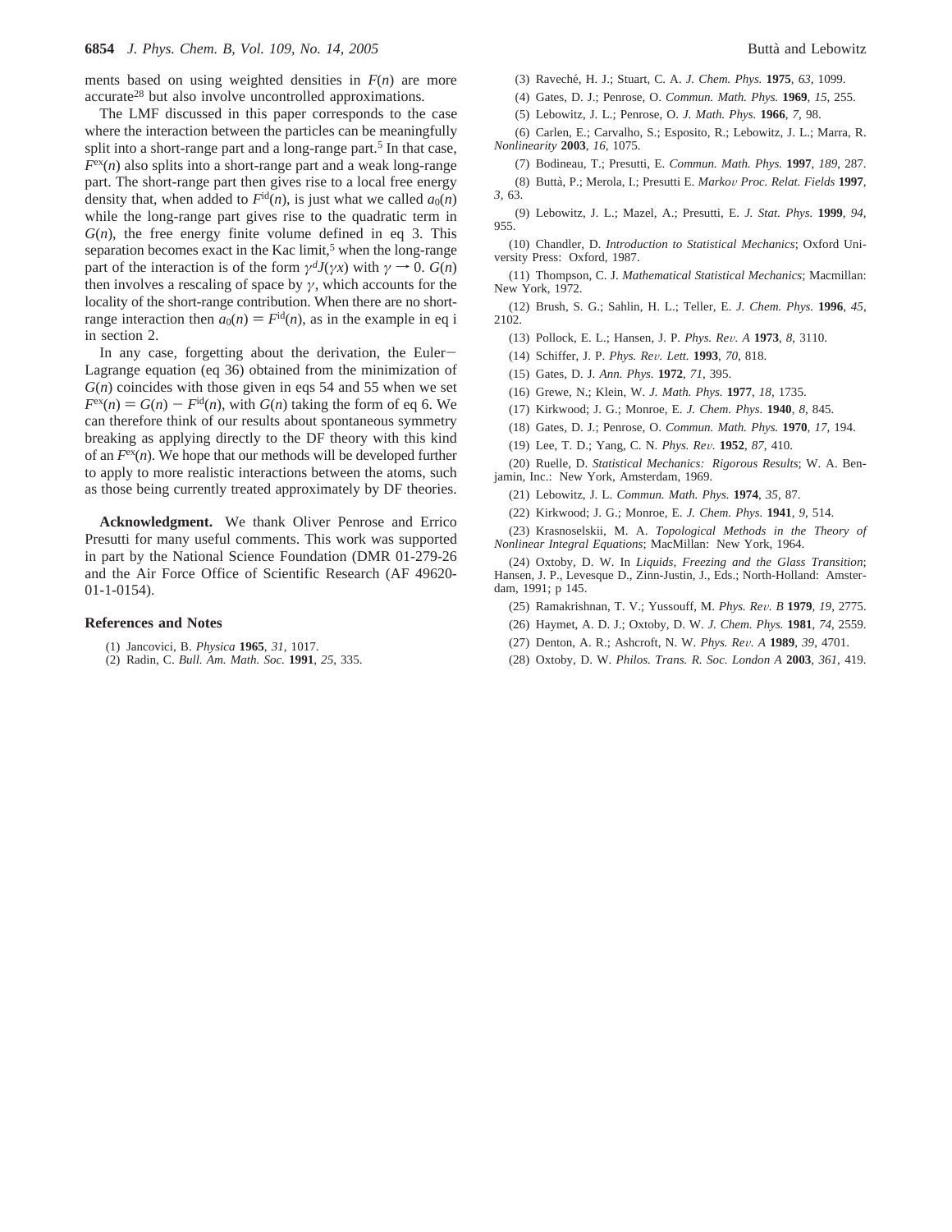ments based on using weighted densities in $F(n)$ are more accurate[28] but also involve uncontrolled approximations.

The LMF discussed in this paper corresponds to the case where the interaction between the particles can be meaningfully split into a short-range part and a long-range part.[5] In that case, $F^{ex}(n)$ also splits into a short-range part and a weak long-range part. The short-range part then gives rise to a local free energy density that, when added to $F^{id}(n)$, is just what we called $a_0(n)$ while the long-range part gives rise to the quadratic term in $G(n)$, the free energy finite volume defined in eq 3. This separation becomes exact in the Kac limit,[5] when the long-range part of the interaction is of the form $\gamma^d J(\gamma x)$ with $\gamma \to 0$. $G(n)$ then involves a rescaling of space by $\gamma$, which accounts for the locality of the short-range contribution. When there are no short-range interaction then $a_0(n) = F^{id}(n)$, as in the example in eq i in section 2.

In any case, forgetting about the derivation, the Euler–Lagrange equation (eq 36) obtained from the minimization of $G(n)$ coincides with those given in eqs 54 and 55 when we set $F^{ex}(n) = G(n) - F^{id}(n)$, with $G(n)$ taking the form of eq 6. We can therefore think of our results about spontaneous symmetry breaking as applying directly to the DF theory with this kind of an $F^{ex}(n)$. We hope that our methods will be developed further to apply to more realistic interactions between the atoms, such as those being currently treated approximately by DF theories.

**Acknowledgment.** We thank Oliver Penrose and Errico Presutti for many useful comments. This work was supported in part by the National Science Foundation (DMR 01-279-26 and the Air Force Office of Scientific Research (AF 49620-01-1-0154).

### References and Notes

(1) Jancovici, B. *Physica* **1965**, *31*, 1017.
(2) Radin, C. *Bull. Am. Math. Soc.* **1991**, *25*, 335.
(3) Raveché, H. J.; Stuart, C. A. *J. Chem. Phys.* **1975**, *63*, 1099.
(4) Gates, D. J.; Penrose, O. *Commun. Math. Phys.* **1969**, *15*, 255.
(5) Lebowitz, J. L.; Penrose, O. *J. Math. Phys.* **1966**, *7*, 98.
(6) Carlen, E.; Carvalho, S.; Esposito, R.; Lebowitz, J. L.; Marra, R. *Nonlinearity* **2003**, *16*, 1075.
(7) Bodineau, T.; Presutti, E. *Commun. Math. Phys.* **1997**, *189*, 287.
(8) Buttà, P.; Merola, I.; Presutti E. *Markov Proc. Relat. Fields* **1997**, *3*, 63.
(9) Lebowitz, J. L.; Mazel, A.; Presutti, E. *J. Stat. Phys.* **1999**, *94*, 955.
(10) Chandler, D. *Introduction to Statistical Mechanics*; Oxford University Press: Oxford, 1987.
(11) Thompson, C. J. *Mathematical Statistical Mechanics*; Macmillan: New York, 1972.
(12) Brush, S. G.; Sahlin, H. L.; Teller, E. *J. Chem. Phys.* **1996**, *45*, 2102.
(13) Pollock, E. L.; Hansen, J. P. *Phys. Rev. A* **1973**, *8*, 3110.
(14) Schiffer, J. P. *Phys. Rev. Lett.* **1993**, *70*, 818.
(15) Gates, D. J. *Ann. Phys.* **1972**, *71*, 395.
(16) Grewe, N.; Klein, W. *J. Math. Phys.* **1977**, *18*, 1735.
(17) Kirkwood; J. G.; Monroe, E. *J. Chem. Phys.* **1940**, *8*, 845.
(18) Gates, D. J.; Penrose, O. *Commun. Math. Phys.* **1970**, *17*, 194.
(19) Lee, T. D.; Yang, C. N. *Phys. Rev.* **1952**, *87*, 410.
(20) Ruelle, D. *Statistical Mechanics: Rigorous Results*; W. A. Benjamin, Inc.: New York, Amsterdam, 1969.
(21) Lebowitz, J. L. *Commun. Math. Phys.* **1974**, *35*, 87.
(22) Kirkwood; J. G.; Monroe, E. *J. Chem. Phys.* **1941**, *9*, 514.
(23) Krasnoselskii, M. A. *Topological Methods in the Theory of Nonlinear Integral Equations*; MacMillan: New York, 1964.
(24) Oxtoby, D. W. In *Liquids, Freezing and the Glass Transition*; Hansen, J. P., Levesque D., Zinn-Justin, J., Eds.; North-Holland: Amsterdam, 1991; p 145.
(25) Ramakrishnan, T. V.; Yussouff, M. *Phys. Rev. B* **1979**, *19*, 2775.
(26) Haymet, A. D. J.; Oxtoby, D. W. *J. Chem. Phys.* **1981**, *74*, 2559.
(27) Denton, A. R.; Ashcroft, N. W. *Phys. Rev. A* **1989**, *39*, 4701.
(28) Oxtoby, D. W. *Philos. Trans. R. Soc. London A* **2003**, *361*, 419.